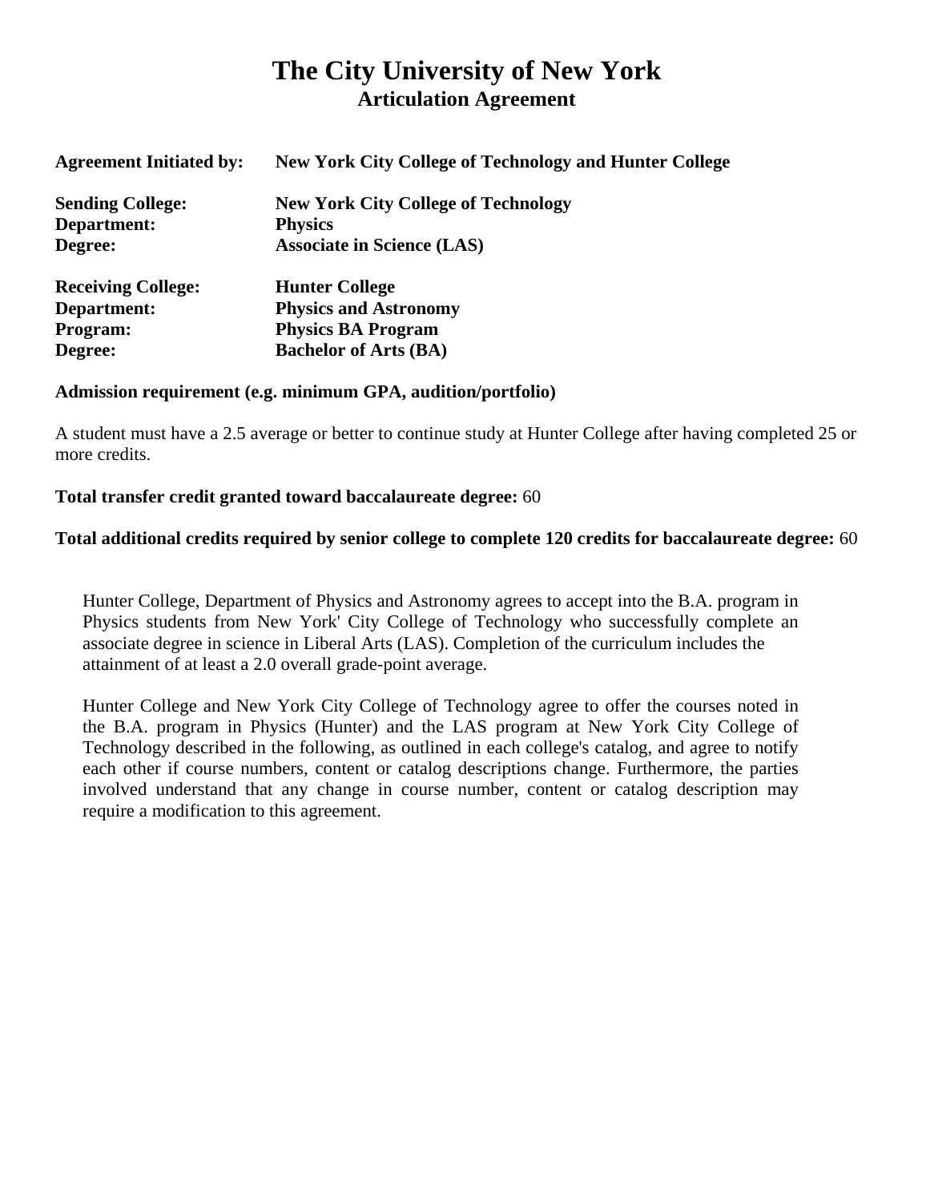# The City University of New York

## Articulation Agreement

| | |
|---|---|
| **Agreement Initiated by:** | **New York City College of Technology and Hunter College** |
| **Sending College:** | **New York City College of Technology** |
| **Department:** | **Physics** |
| **Degree:** | **Associate in Science (LAS)** |
| **Receiving College:** | **Hunter College** |
| **Department:** | **Physics and Astronomy** |
| **Program:** | **Physics BA Program** |
| **Degree:** | **Bachelor of Arts (BA)** |

**Admission requirement (e.g. minimum GPA, audition/portfolio)**

A student must have a 2.5 average or better to continue study at Hunter College after having completed 25 or more credits.

**Total transfer credit granted toward baccalaureate degree:** 60

**Total additional credits required by senior college to complete 120 credits for baccalaureate degree:** 60

Hunter College, Department of Physics and Astronomy agrees to accept into the B.A. program in Physics students from New York' City College of Technology who successfully complete an associate degree in science in Liberal Arts (LAS). Completion of the curriculum includes the attainment of at least a 2.0 overall grade-point average.

Hunter College and New York City College of Technology agree to offer the courses noted in the B.A. program in Physics (Hunter) and the LAS program at New York City College of Technology described in the following, as outlined in each college's catalog, and agree to notify each other if course numbers, content or catalog descriptions change. Furthermore, the parties involved understand that any change in course number, content or catalog description may require a modification to this agreement.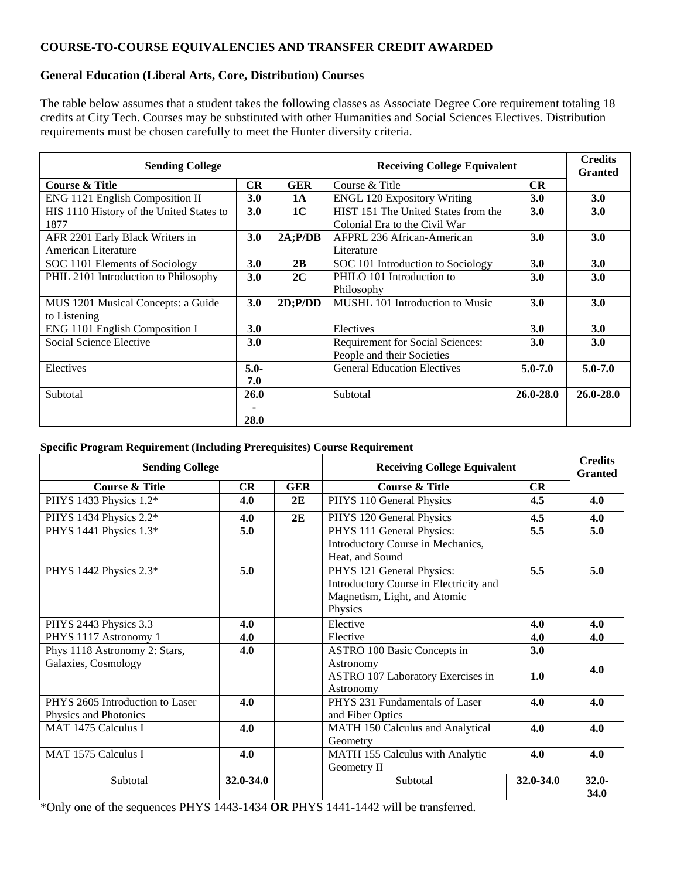**COURSE-TO-COURSE EQUIVALENCIES AND TRANSFER CREDIT AWARDED**

**General Education (Liberal Arts, Core, Distribution) Courses**

The table below assumes that a student takes the following classes as Associate Degree Core requirement totaling 18 credits at City Tech. Courses may be substituted with other Humanities and Social Sciences Electives. Distribution requirements must be chosen carefully to meet the Hunter diversity criteria.

| Sending College | | | Receiving College Equivalent | | Credits Granted |
|---|---|---|---|---|---|
| **Course & Title** | **CR** | **GER** | Course & Title | **CR** | |
| ENG 1121 English Composition II | **3.0** | **1A** | ENGL 120 Expository Writing | **3.0** | **3.0** |
| HIS 1110 History of the United States to 1877 | **3.0** | **1C** | HIST 151 The United States from the Colonial Era to the Civil War | **3.0** | **3.0** |
| AFR 2201 Early Black Writers in American Literature | **3.0** | **2A;P/DB** | AFPRL 236 African-American Literature | **3.0** | **3.0** |
| SOC 1101 Elements of Sociology | **3.0** | **2B** | SOC 101 Introduction to Sociology | **3.0** | **3.0** |
| PHIL 2101 Introduction to Philosophy | **3.0** | **2C** | PHILO 101 Introduction to Philosophy | **3.0** | **3.0** |
| MUS 1201 Musical Concepts: a Guide to Listening | **3.0** | **2D;P/DD** | MUSHL 101 Introduction to Music | **3.0** | **3.0** |
| ENG 1101 English Composition I | **3.0** | | Electives | **3.0** | **3.0** |
| Social Science Elective | **3.0** | | Requirement for Social Sciences: People and their Societies | **3.0** | **3.0** |
| Electives | **5.0-7.0** | | General Education Electives | **5.0-7.0** | **5.0-7.0** |
| Subtotal | **26.0-28.0** | | Subtotal | **26.0-28.0** | **26.0-28.0** |

**Specific Program Requirement (Including Prerequisites) Course Requirement**

| Sending College | | | Receiving College Equivalent | | Credits Granted |
|---|---|---|---|---|---|
| **Course & Title** | **CR** | **GER** | **Course & Title** | **CR** | |
| PHYS 1433 Physics 1.2* | **4.0** | **2E** | PHYS 110 General Physics | **4.5** | **4.0** |
| PHYS 1434 Physics 2.2* | **4.0** | **2E** | PHYS 120 General Physics | **4.5** | **4.0** |
| PHYS 1441 Physics 1.3* | **5.0** | | PHYS 111 General Physics: Introductory Course in Mechanics, Heat, and Sound | **5.5** | **5.0** |
| PHYS 1442 Physics 2.3* | **5.0** | | PHYS 121 General Physics: Introductory Course in Electricity and Magnetism, Light, and Atomic Physics | **5.5** | **5.0** |
| PHYS 2443 Physics 3.3 | **4.0** | | Elective | **4.0** | **4.0** |
| PHYS 1117 Astronomy 1 | **4.0** | | Elective | **4.0** | **4.0** |
| Phys 1118 Astronomy 2: Stars, Galaxies, Cosmology | **4.0** | | ASTRO 100 Basic Concepts in Astronomy; ASTRO 107 Laboratory Exercises in Astronomy | **3.0**; **1.0** | **4.0** |
| PHYS 2605 Introduction to Laser Physics and Photonics | **4.0** | | PHYS 231 Fundamentals of Laser and Fiber Optics | **4.0** | **4.0** |
| MAT 1475 Calculus I | **4.0** | | MATH 150 Calculus and Analytical Geometry | **4.0** | **4.0** |
| MAT 1575 Calculus I | **4.0** | | MATH 155 Calculus with Analytic Geometry II | **4.0** | **4.0** |
| Subtotal | **32.0-34.0** | | Subtotal | **32.0-34.0** | **32.0-34.0** |

*Only one of the sequences PHYS 1443-1434 **OR** PHYS 1441-1442 will be transferred.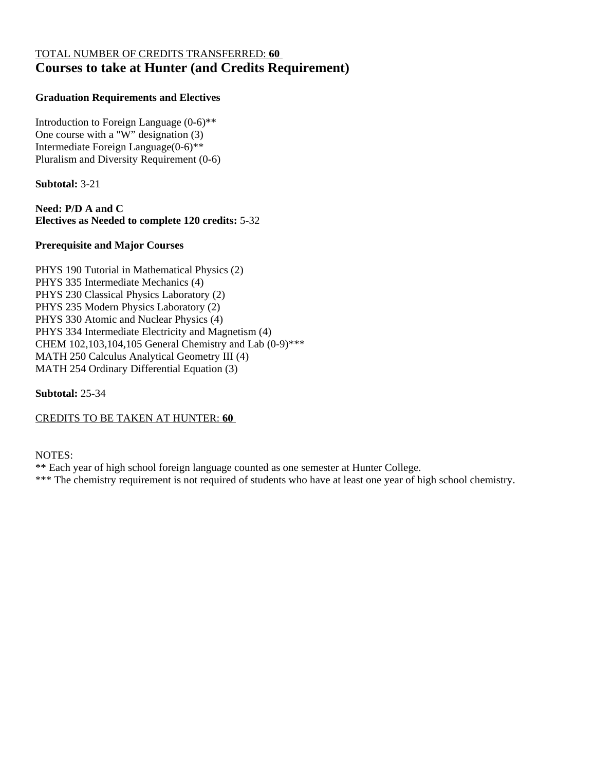TOTAL NUMBER OF CREDITS TRANSFERRED: **60**

# Courses to take at Hunter (and Credits Requirement)

**Graduation Requirements and Electives**

Introduction to Foreign Language (0-6)**
One course with a "W" designation (3)
Intermediate Foreign Language(0-6)**
Pluralism and Diversity Requirement (0-6)

**Subtotal:** 3-21

**Need: P/D A and C**
**Electives as Needed to complete 120 credits:** 5-32

**Prerequisite and Major Courses**

PHYS 190 Tutorial in Mathematical Physics (2)
PHYS 335 Intermediate Mechanics (4)
PHYS 230 Classical Physics Laboratory (2)
PHYS 235 Modern Physics Laboratory (2)
PHYS 330 Atomic and Nuclear Physics (4)
PHYS 334 Intermediate Electricity and Magnetism (4)
CHEM 102,103,104,105 General Chemistry and Lab (0-9)***
MATH 250 Calculus Analytical Geometry III (4)
MATH 254 Ordinary Differential Equation (3)

**Subtotal:** 25-34

CREDITS TO BE TAKEN AT HUNTER: **60**

NOTES:
** Each year of high school foreign language counted as one semester at Hunter College.
*** The chemistry requirement is not required of students who have at least one year of high school chemistry.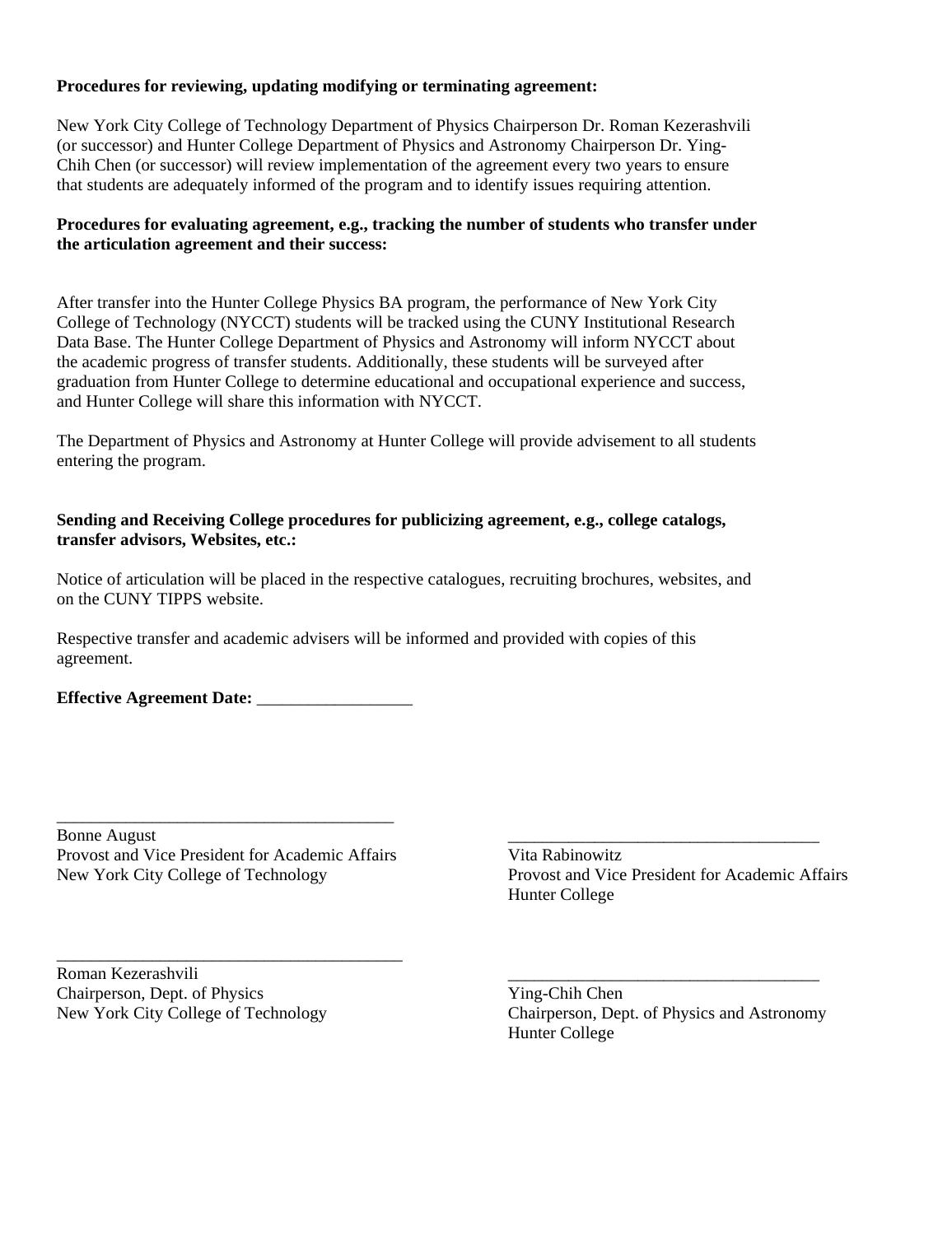**Procedures for reviewing, updating modifying or terminating agreement:**

New York City College of Technology Department of Physics Chairperson Dr. Roman Kezerashvili (or successor) and Hunter College Department of Physics and Astronomy Chairperson Dr. Ying-Chih Chen (or successor) will review implementation of the agreement every two years to ensure that students are adequately informed of the program and to identify issues requiring attention.

**Procedures for evaluating agreement, e.g., tracking the number of students who transfer under the articulation agreement and their success:**

After transfer into the Hunter College Physics BA program, the performance of New York City College of Technology (NYCCT) students will be tracked using the CUNY Institutional Research Data Base. The Hunter College Department of Physics and Astronomy will inform NYCCT about the academic progress of transfer students. Additionally, these students will be surveyed after graduation from Hunter College to determine educational and occupational experience and success, and Hunter College will share this information with NYCCT.

The Department of Physics and Astronomy at Hunter College will provide advisement to all students entering the program.

**Sending and Receiving College procedures for publicizing agreement, e.g., college catalogs, transfer advisors, Websites, etc.:**

Notice of articulation will be placed in the respective catalogues, recruiting brochures, websites, and on the CUNY TIPPS website.

Respective transfer and academic advisers will be informed and provided with copies of this agreement.

**Effective Agreement Date:** __________________

________________________________________
Bonne August
Provost and Vice President for Academic Affairs
New York City College of Technology

________________________________________
Vita Rabinowitz
Provost and Vice President for Academic Affairs
Hunter College

________________________________________
Roman Kezerashvili
Chairperson, Dept. of Physics
New York City College of Technology

________________________________________
Ying-Chih Chen
Chairperson, Dept. of Physics and Astronomy
Hunter College